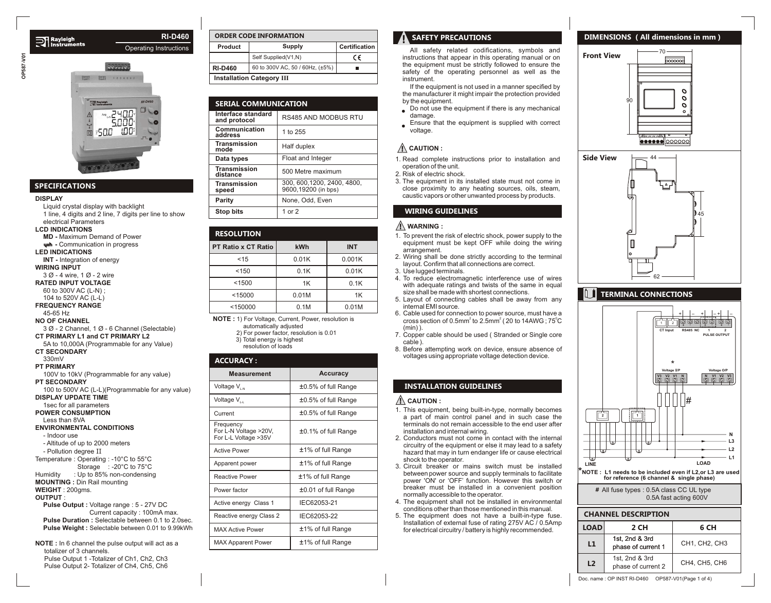# RI-D460

Rayleigh Instruments

Operating Instructions

## SPECIFICATIONS

**DISPLAY**
Liquid crystal display with backlight
1 line, 4 digits and 2 line, 7 digits per line to show electrical Parameters

**LCD INDICATIONS**
**MD -** Maximum Demand of Power
**⇌ -** Communication in progress

**LED INDICATIONS**
**INT -** Integration of energy

**WIRING INPUT**
3 Ø - 4 wire, 1 Ø - 2 wire

**RATED INPUT VOLTAGE**
60 to 300V AC (L-N) ;
104 to 520V AC (L-L)

**FREQUENCY RANGE**
45-65 Hz

**NO OF CHANNEL**
3 Ø - 2 Channel, 1 Ø - 6 Channel (Selectable)

**CT PRIMARY L1 and CT PRIMARY L2**
5A to 10,000A (Programmable for any Value)

**CT SECONDARY**
330mV

**PT PRIMARY**
100V to 10kV (Programmable for any value)

**PT SECONDARY**
100 to 500V AC (L-L)(Programmable for any value)

**DISPLAY UPDATE TIME**
1sec for all parameters

**POWER CONSUMPTION**
Less than 8VA

**ENVIRONMENTAL CONDITIONS**
- Indoor use
- Altitude of up to 2000 meters
- Pollution degree II

Temperature : Operating : -10°C to 55°C
Storage : -20°C to 75°C
Humidity : Up to 85% non-condensing

**MOUNTING :** Din Rail mounting

**WEIGHT** : 200gms.

**OUTPUT** :
**Pulse Output :** Voltage range : 5 - 27V DC
Current capacity : 100mA max.
**Pulse Duration :** Selectable between 0.1 to 2.0sec.
**Pulse Weight :** Selectable between 0.01 to 9.99kWh

**NOTE :** In 6 channel the pulse output will act as a totalizer of 3 channels.
Pulse Output 1 -Totalizer of Ch1, Ch2, Ch3
Pulse Output 2- Totalizer of Ch4, Ch5, Ch6

## ORDER CODE INFORMATION

| Product | Supply | Certification |
|---|---|---|
| | Self Supplied(V1,N) | CE |
| RI-D460 | 60 to 300V AC, 50 / 60Hz, (±5%) | ■ |
| Installation Category III | | |

## SERIAL COMMUNICATION

| | |
|---|---|
| Interface standard and protocol | RS485 AND MODBUS RTU |
| Communication address | 1 to 255 |
| Transmission mode | Half duplex |
| Data types | Float and Integer |
| Transmission distance | 500 Metre maximum |
| Transmission speed | 300, 600,1200, 2400, 4800, 9600,19200 (in bps) |
| Parity | None, Odd, Even |
| Stop bits | 1 or 2 |

## RESOLUTION

| PT Ratio x CT Ratio | kWh | INT |
|---|---|---|
| <15 | 0.01K | 0.001K |
| <150 | 0.1K | 0.01K |
| <1500 | 1K | 0.1K |
| <15000 | 0.01M | 1K |
| <150000 | 0.1M | 0.01M |

**NOTE :** 1) For Voltage, Current, Power, resolution is automatically adjusted
2) For power factor, resolution is 0.01
3) Total energy is highest resolution of loads

## ACCURACY :

| Measurement | Accuracy |
|---|---|
| Voltage $V_{L-N}$ | ±0.5% of full Range |
| Voltage $V_{L-L}$ | ±0.5% of full Range |
| Current | ±0.5% of full Range |
| Frequency For L-N Voltage >20V, For L-L Voltage >35V | ±0.1% of full Range |
| Active Power | ±1% of full Range |
| Apparent power | ±1% of full Range |
| Reactive Power | ±1% of full Range |
| Power factor | ±0.01 of full Range |
| Active energy Class 1 | IEC62053-21 |
| Reactive energy Class 2 | IEC62053-22 |
| MAX Active Power | ±1% of full Range |
| MAX Apparent Power | ±1% of full Range |

## SAFETY PRECAUTIONS

All safety related codifications, symbols and instructions that appear in this operating manual or on the equipment must be strictly followed to ensure the safety of the operating personnel as well as the instrument.

If the equipment is not used in a manner specified by the manufacturer it might impair the protection provided by the equipment.

- Do not use the equipment if there is any mechanical damage.
- Ensure that the equipment is supplied with correct voltage.

**CAUTION :**

1. Read complete instructions prior to installation and operation of the unit.
2. Risk of electric shock.
3. The equipment in its installed state must not come in close proximity to any heating sources, oils, steam, caustic vapors or other unwanted process by products.

## WIRING GUIDELINES

**WARNING :**

1. To prevent the risk of electric shock, power supply to the equipment must be kept OFF while doing the wiring arrangement.
2. Wiring shall be done strictly according to the terminal layout. Confirm that all connections are correct.
3. Use lugged terminals.
4. To reduce electromagnetic interference use of wires with adequate ratings and twists of the same in equal size shall be made with shortest connections.
5. Layout of connecting cables shall be away from any internal EMI source.
6. Cable used for connection to power source, must have a cross section of 0.5mm² to 2.5mm² ( 20 to 14AWG ; 75°C (min) ).
7. Copper cable should be used ( Stranded or Single core cable ).
8. Before attempting work on device, ensure absence of voltages using appropriate voltage detection device.

## INSTALLATION GUIDELINES

**CAUTION :**

1. This equipment, being built-in-type, normally becomes a part of main control panel and in such case the terminals do not remain accessible to the end user after installation and internal wiring.
2. Conductors must not come in contact with the internal circuitry of the equipment or else it may lead to a safety hazard that may in turn endanger life or cause electrical shock to the operator.
3. Circuit breaker or mains switch must be installed between power source and supply terminals to facilitate power 'ON' or 'OFF' function. However this switch or breaker must be installed in a convenient position normally accessible to the operator.
4. The equipment shall not be installed in environmental conditions other than those mentioned in this manual.
5. The equipment does not have a built-in-type fuse. Installation of external fuse of rating 275V AC / 0.5Amp for electrical circuitry / battery is highly recommended.

## DIMENSIONS ( All dimensions in mm )

Front View: 70, 90

Side View: 44, 45, 62

## TERMINAL CONNECTIONS

CT Input 1 2 | RS485 NC | PULSE OUTPUT 1 2
Voltage I/P: V3 V2 V1 N | Voltage O/P: N V1 V2 V3
LINE — LOAD: N, L3, L2, L1

***NOTE :** L1 needs to be included even if L2,or L3 are used for reference (6 channel & single phase)

**#** All fuse types : 0.5A class CC UL type
0.5A fast acting 600V

## CHANNEL DESCRIPTION

| LOAD | 2 CH | 6 CH |
|---|---|---|
| L1 | 1st, 2nd & 3rd phase of current 1 | CH1, CH2, CH3 |
| L2 | 1st, 2nd & 3rd phase of current 2 | CH4, CH5, CH6 |

Doc. name : OP INST RI-D460 OP587-V01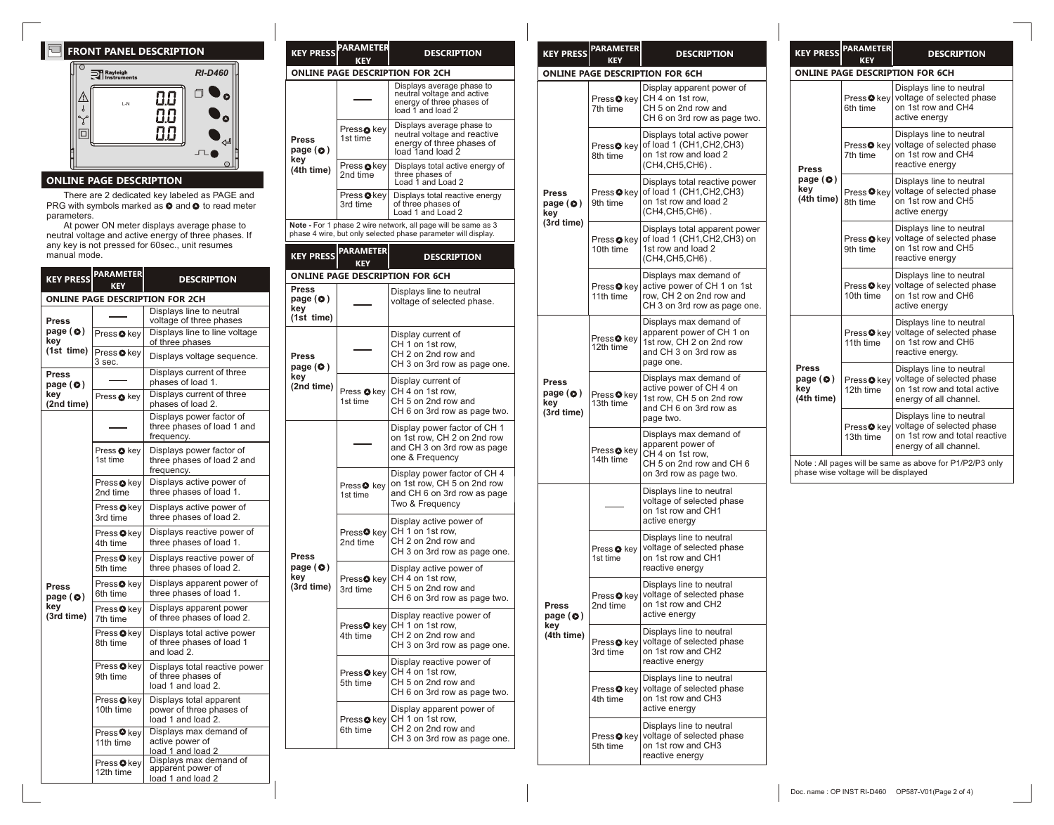## FRONT PANEL DESCRIPTION

Rayleigh Instruments RI-D460

L-N

## ONLINE PAGE DESCRIPTION

There are 2 dedicated key labeled as PAGE and PRG with symbols marked as ⊙ and ⊙ to read meter parameters.

At power ON meter displays average phase to neutral voltage and active energy of three phases. If any key is not pressed for 60sec., unit resumes manual mode.

| KEY PRESS | PARAMETER KEY | DESCRIPTION |
|---|---|---|
| **ONLINE PAGE DESCRIPTION FOR 2CH** | | |
| **Press page (⊙) key (1st time)** | —— | Displays line to neutral voltage of three phases |
| | Press ⊙ key | Displays line to line voltage of three phases |
| | Press ⊙ key 3 sec. | Displays voltage sequence. |
| **Press page (⊙) key (2nd time)** | —— | Displays current of three phases of load 1. |
| | Press ⊙ key | Displays current of three phases of load 2. |
| **Press page (⊙) key (3rd time)** | —— | Displays power factor of three phases of load 1 and frequency. |
| | Press ⊙ key 1st time | Displays power factor of three phases of load 2 and frequency. |
| | Press ⊙ key 2nd time | Displays active power of three phases of load 1. |
| | Press ⊙ key 3rd time | Displays active power of three phases of load 2. |
| | Press ⊙ key 4th time | Displays reactive power of three phases of load 1. |
| | Press ⊙ key 5th time | Displays reactive power of three phases of load 2. |
| | Press ⊙ key 6th time | Displays apparent power of three phases of load 1. |
| | Press ⊙ key 7th time | Displays apparent power of three phases of load 2. |
| | Press ⊙ key 8th time | Displays total active power of three phases of load 1 and load 2. |
| | Press ⊙ key 9th time | Displays total reactive power of three phases of load 1 and load 2. |
| | Press ⊙ key 10th time | Displays total apparent power of three phases of load 1 and load 2 |
| | Press ⊙ key 11th time | Displays max demand of active power of load 1 and load 2 |
| | Press ⊙ key 12th time | Displays max demand of apparent power of load 1 and load 2 |

| KEY PRESS | PARAMETER KEY | DESCRIPTION |
|---|---|---|
| **ONLINE PAGE DESCRIPTION FOR 2CH** | | |
| **Press page (⊙) key (4th time)** | —— | Displays average phase to neutral voltage and active energy of three phases of load 1 and load 2 |
| | Press ⊙ key 1st time | Displays average phase to neutral voltage and reactive energy of three phases of load 1and load 2 |
| | Press ⊙ key 2nd time | Displays total active energy of three phases of Load 1 and Load 2 |
| | Press ⊙ key 3rd time | Displays total reactive energy of three phases of Load 1 and Load 2 |

**Note -** For 1 phase 2 wire network, all page will be same as 3 phase 4 wire, but only selected phase parameter will display.

| KEY PRESS | PARAMETER KEY | DESCRIPTION |
|---|---|---|
| **ONLINE PAGE DESCRIPTION FOR 6CH** | | |
| **Press page (⊙) key (1st time)** | —— | Displays line to neutral voltage of selected phase. |
| **Press page (⊙) key (2nd time)** | —— | Display current of CH 1 on 1st row, CH 2 on 2nd row and CH 3 on 3rd row as page one. |
| | Press ⊙ key 1st time | Display current of CH 4 on 1st row, CH 5 on 2nd row and CH 6 on 3rd row as page two. |
| **Press page (⊙) key (3rd time)** | —— | Display power factor of CH 1 on 1st row, CH 2 on 2nd row and CH 3 on 3rd row as page one & Frequency |
| | Press ⊙ key 1st time | Display power factor of CH 4 on 1st row, CH 5 on 2nd row and CH 6 on 3rd row as page Two & Frequency |
| | Press ⊙ key 2nd time | Display active power of CH 1 on 1st row, CH 2 on 2nd row and CH 3 on 3rd row as page one. |
| | Press ⊙ key 3rd time | Display active power of CH 4 on 1st row, CH 5 on 2nd row and CH 6 on 3rd row as page two. |
| | Press ⊙ key 4th time | Display reactive power of CH 1 on 1st row, CH 2 on 2nd row and CH 3 on 3rd row as page one. |
| | Press ⊙ key 5th time | Display reactive power of CH 4 on 1st row, CH 5 on 2nd row and CH 6 on 3rd row as page two. |
| | Press ⊙ key 6th time | Display apparent power of CH 1 on 1st row, CH 2 on 2nd row and CH 3 on 3rd row as page one. |

| KEY PRESS | PARAMETER KEY | DESCRIPTION |
|---|---|---|
| **ONLINE PAGE DESCRIPTION FOR 6CH** | | |
| **Press page (⊙) key (3rd time)** | Press ⊙ key 7th time | Display apparent power of CH 4 on 1st row, CH 5 on 2nd row and CH 6 on 3rd row as page two. |
| | Press ⊙ key 8th time | Displays total active power of load 1 (CH1,CH2,CH3) on 1st row and load 2 (CH4,CH5,CH6) . |
| | Press ⊙ key 9th time | Displays total reactive power of load 1 (CH1,CH2,CH3) on 1st row and load 2 (CH4,CH5,CH6) . |
| | Press ⊙ key 10th time | Displays total apparent power of load 1 (CH1,CH2,CH3) on 1st row and load 2 (CH4,CH5,CH6) . |
| | Press ⊙ key 11th time | Displays max demand of active power of CH 1 on 1st row, CH 2 on 2nd row and CH 3 on 3rd row as page one. |
| **Press page (⊙) key (3rd time)** | Press ⊙ key 12th time | Displays max demand of apparent power of CH 1 on 1st row, CH 2 on 2nd row and CH 3 on 3rd row as page one. |
| | Press ⊙ key 13th time | Displays max demand of active power of CH 4 on 1st row, CH 5 on 2nd row and CH 6 on 3rd row as page two. |
| | Press ⊙ key 14th time | Displays max demand of apparent power of CH 4 on 1st row, CH 5 on 2nd row and CH 6 on 3rd row as page two. |
| **Press page (⊙) key (4th time)** | —— | Displays line to neutral voltage of selected phase on 1st row and CH1 active energy |
| | Press ⊙ key 1st time | Displays line to neutral voltage of selected phase on 1st row and CH1 reactive energy |
| | Press ⊙ key 2nd time | Displays line to neutral voltage of selected phase on 1st row and CH2 active energy |
| | Press ⊙ key 3rd time | Displays line to neutral voltage of selected phase on 1st row and CH2 reactive energy |
| | Press ⊙ key 4th time | Displays line to neutral voltage of selected phase on 1st row and CH3 active energy |
| | Press ⊙ key 5th time | Displays line to neutral voltage of selected phase on 1st row and CH3 reactive energy |

| KEY PRESS | PARAMETER KEY | DESCRIPTION |
|---|---|---|
| **ONLINE PAGE DESCRIPTION FOR 6CH** | | |
| **Press page (⊙) key (4th time)** | Press ⊙ key 6th time | Displays line to neutral voltage of selected phase on 1st row and CH4 active energy |
| | Press ⊙ key 7th time | Displays line to neutral voltage of selected phase on 1st row and CH4 reactive energy |
| | Press ⊙ key 8th time | Displays line to neutral voltage of selected phase on 1st row and CH5 active energy |
| | Press ⊙ key 9th time | Displays line to neutral voltage of selected phase on 1st row and CH5 reactive energy |
| | Press ⊙ key 10th time | Displays line to neutral voltage of selected phase on 1st row and CH6 active energy |
| **Press page (⊙) key (4th time)** | Press ⊙ key 11th time | Displays line to neutral voltage of selected phase on 1st row and CH6 reactive energy. |
| | Press ⊙ key 12th time | Displays line to neutral voltage of selected phase on 1st row and total active energy of all channel. |
| | Press ⊙ key 13th time | Displays line to neutral voltage of selected phase on 1st row and total reactive energy of all channel. |

Note : All pages will be same as above for P1/P2/P3 only phase wise voltage will be displayed

Doc. name : OP INST RI-D460 OP587-V01(Page 2 of 4)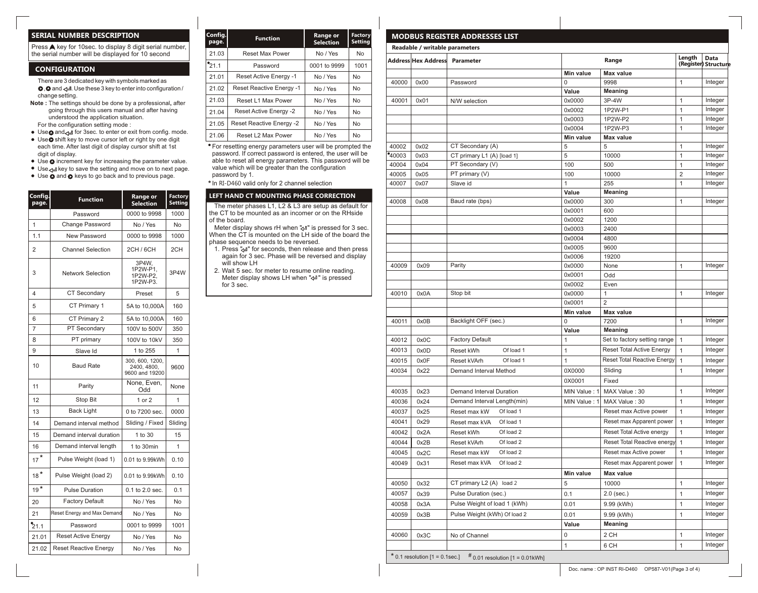## SERIAL NUMBER DESCRIPTION

Press ▲ key for 10sec. to display 8 digit serial number, the serial number will be displayed for 10 second

## CONFIGURATION

There are 3 dedicated key with symbols marked as ▶, ▲ and ↵. Use these 3 key to enter into configuration / change setting.

**Note :** The settings should be done by a professional, after going through this users manual and after having understood the application situation.

For the configuration setting mode :

- Use ▲ and ↵ for 3sec. to enter or exit from config. mode.
- Use ▶ shift key to move cursor left or right by one digit each time. After last digit of display cursor shift at 1st digit of display.
- Use ▲ increment key for increasing the parameter value.
- Use ↵ key to save the setting and move on to next page.
- Use ▲ and ▶ keys to go back and to previous page.

| Config. page. | Function | Range or Selection | Factory Setting |
|---|---|---|---|
| | Password | 0000 to 9998 | 1000 |
| 1 | Change Password | No / Yes | No |
| 1.1 | New Password | 0000 to 9998 | 1000 |
| 2 | Channel Selection | 2CH / 6CH | 2CH |
| 3 | Network Selection | 3P4W, 1P2W-P1, 1P2W-P2, 1P2W-P3. | 3P4W |
| 4 | CT Secondary | Preset | 5 |
| 5 | CT Primary 1 | 5A to 10,000A | 160 |
| 6 | CT Primary 2 | 5A to 10,000A | 160 |
| 7 | PT Secondary | 100V to 500V | 350 |
| 8 | PT primary | 100V to 10kV | 350 |
| 9 | Slave Id | 1 to 255 | 1 |
| 10 | Baud Rate | 300, 600, 1200, 2400, 4800, 9600 and 19200 | 9600 |
| 11 | Parity | None, Even, Odd | None |
| 12 | Stop Bit | 1 or 2 | 1 |
| 13 | Back Light | 0 to 7200 sec. | 0000 |
| 14 | Demand interval method | Sliding / Fixed | Sliding |
| 15 | Demand interval duration | 1 to 30 | 15 |
| 16 | Demand interval length | 1 to 30min | 1 |
| 17 * | Pulse Weight (load 1) | 0.01 to 9.99kWh | 0.10 |
| 18 * | Pulse Weight (load 2) | 0.01 to 9.99kWh | 0.10 |
| 19 * | Pulse Duration | 0.1 to 2.0 sec. | 0.1 |
| 20 | Factory Default | No / Yes | No |
| 21 | Reset Energy and Max Demand | No / Yes | No |
| •21.1 | Password | 0001 to 9999 | 1001 |
| 21.01 | Reset Active Energy | No / Yes | No |
| 21.02 | Reset Reactive Energy | No / Yes | No |
| 21.03 | Reset Max Power | No / Yes | No |
| •21.1 | Password | 0001 to 9999 | 1001 |
| 21.01 | Reset Active Energy -1 | No / Yes | No |
| 21.02 | Reset Reactive Energy -1 | No / Yes | No |
| 21.03 | Reset L1 Max Power | No / Yes | No |
| 21.04 | Reset Active Energy -2 | No / Yes | No |
| 21.05 | Reset Reactive Energy -2 | No / Yes | No |
| 21.06 | Reset L2 Max Power | No / Yes | No |

• For resetting energy parameters user will be prompted the password. If correct password is entered, the user will be able to reset all energy parameters. This password will be value which will be greater than the configuration password by 1.

* In RI-D460 valid only for 2 channel selection

## LEFT HAND CT MOUNTING PHASE CORRECTION

The meter phases L1, L2 & L3 are setup as default for the CT to be mounted as an incomer or on the RHside of the board.

Meter display shows rH when "↵" is pressed for 3 sec. When the CT is mounted on the LH side of the board the phase sequence needs to be reversed.

1. Press "↵" for seconds, then release and then press again for 3 sec. Phase will be reversed and display will show LH
2. Wait 5 sec. for meter to resume online reading. Meter display shows LH when "↵" is pressed for 3 sec.

## MODBUS REGISTER ADDRESSES LIST

**Readable / writable parameters**

| Address | Hex Address | Parameter | | Range | | Length (Register) | Data Structure |
|---|---|---|---|---|---|---|---|
| | | | | **Min value** | **Max value** | | |
| 40000 | 0x00 | Password | | 0 | 9998 | 1 | Integer |
| | | | | **Value** | **Meaning** | | |
| 40001 | 0x01 | N/W selection | | 0x0000 | 3P-4W | 1 | Integer |
| | | | | 0x0002 | 1P2W-P1 | 1 | Integer |
| | | | | 0x0003 | 1P2W-P2 | 1 | Integer |
| | | | | 0x0004 | 1P2W-P3 | 1 | Integer |
| | | | | **Min value** | **Max value** | | |
| 40002 | 0x02 | CT Secondary (A) | | 5 | 5 | 1 | Integer |
| •40003 | 0x03 | CT primary L1 (A) [load 1] | | 5 | 10000 | 1 | Integer |
| 40004 | 0x04 | PT Secondary (V) | | 100 | 500 | 1 | Integer |
| 40005 | 0x05 | PT primary (V) | | 100 | 10000 | 2 | Integer |
| 40007 | 0x07 | Slave id | | 1 | 255 | 1 | Integer |
| | | | | **Value** | **Meaning** | | |
| 40008 | 0x08 | Baud rate (bps) | | 0x0000 | 300 | 1 | Integer |
| | | | | 0x0001 | 600 | | |
| | | | | 0x0002 | 1200 | | |
| | | | | 0x0003 | 2400 | | |
| | | | | 0x0004 | 4800 | | |
| | | | | 0x0005 | 9600 | | |
| | | | | 0x0006 | 19200 | | |
| 40009 | 0x09 | Parity | | 0x0000 | None | 1 | Integer |
| | | | | 0x0001 | Odd | | |
| | | | | 0x0002 | Even | | |
| 40010 | 0x0A | Stop bit | | 0x0000 | 1 | 1 | Integer |
| | | | | 0x0001 | 2 | | |
| | | | | **Min value** | **Max value** | | |
| 40011 | 0x0B | Backlight OFF (sec.) | | 0 | 7200 | 1 | Integer |
| | | | | **Value** | **Meaning** | | |
| 40012 | 0x0C | Factory Default | | 1 | Set to factory setting range | 1 | Integer |
| 40013 | 0x0D | Reset kWh | Of load 1 | 1 | Reset Total Active Energy | 1 | Integer |
| 40015 | 0x0F | Reset kVArh | Of load 1 | 1 | Reset Total Reactive Energy | 1 | Integer |
| 40034 | 0x22 | Demand Interval Method | | 0X0000 | Sliding | 1 | Integer |
| | | | | 0X0001 | Fixed | | |
| 40035 | 0x23 | Demand Interval Duration | | MIN Value : 1 | MAX Value : 30 | 1 | Integer |
| 40036 | 0x24 | Demand Interval Length(min) | | MIN Value : 1 | MAX Value : 30 | 1 | Integer |
| 40037 | 0x25 | Reset max kW | Of load 1 | | Reset max Active power | 1 | Integer |
| 40041 | 0x29 | Reset max kVA | Of load 1 | | Reset max Apparent power | 1 | Integer |
| 40042 | 0x2A | Reset kWh | Of load 2 | | Reset Total Active energy | 1 | Integer |
| 40044 | 0x2B | Reset kVArh | Of load 2 | | Reset Total Reactive energy | 1 | Integer |
| 40045 | 0x2C | Reset max kW | Of load 2 | | Reset max Active power | 1 | Integer |
| 40049 | 0x31 | Reset max kVA | Of load 2 | | Reset max Apparent power | 1 | Integer |
| | | | | **Min value** | **Max value** | | |
| 40050 | 0x32 | CT primary L2 (A) | load 2 | 5 | 10000 | 1 | Integer |
| 40057 | 0x39 | Pulse Duration (sec.) | | 0.1 | 2.0 (sec.) | 1 | Integer |
| 40058 | 0x3A | Pulse Weight of load 1 (kWh) | | 0.01 | 9.99 (kWh) | 1 | Integer |
| 40059 | 0x3B | Pulse Weight (kWh) Of load 2 | | 0.01 | 9.99 (kWh) | 1 | Integer |
| | | | | **Value** | **Meaning** | | |
| 40060 | 0x3C | No of Channel | | 0 | 2 CH | 1 | Integer |
| | | | | 1 | 6 CH | 1 | Integer |

* 0.1 resolution [1 = 0.1sec.]  # 0.01 resolution [1 = 0.01kWh]

Doc. name : OP INST RI-D460 OP587-V01(Page 3 of 4)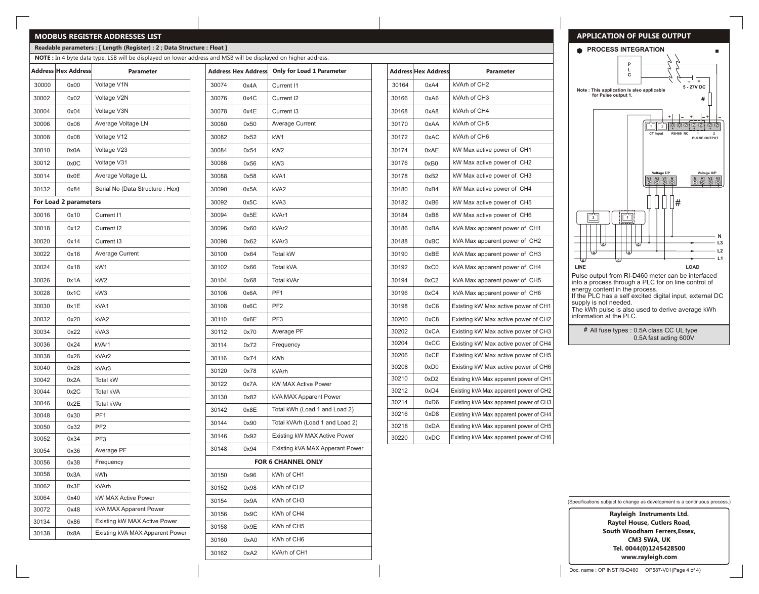## MODBUS REGISTER ADDRESSES LIST

**Readable parameters : [ Length (Register) : 2 ; Data Structure : Float ]**

**NOTE :** In 4 byte data type, LSB will be displayed on lower address and MSB will be displayed on higher address.

| Address | Hex Address | Parameter |
|---|---|---|
| 30000 | 0x00 | Voltage V1N |
| 30002 | 0x02 | Voltage V2N |
| 30004 | 0x04 | Voltage V3N |
| 30006 | 0x06 | Average Voltage LN |
| 30008 | 0x08 | Voltage V12 |
| 30010 | 0x0A | Voltage V23 |
| 30012 | 0x0C | Voltage V31 |
| 30014 | 0x0E | Average Voltage LL |
| 30132 | 0x84 | Serial No (Data Structure : Hex) |
| **For Load 2 parameters** | | |
| 30016 | 0x10 | Current I1 |
| 30018 | 0x12 | Current I2 |
| 30020 | 0x14 | Current I3 |
| 30022 | 0x16 | Average Current |
| 30024 | 0x18 | kW1 |
| 30026 | 0x1A | kW2 |
| 30028 | 0x1C | kW3 |
| 30030 | 0x1E | kVA1 |
| 30032 | 0x20 | kVA2 |
| 30034 | 0x22 | kVA3 |
| 30036 | 0x24 | kVAr1 |
| 30038 | 0x26 | kVAr2 |
| 30040 | 0x28 | kVAr3 |
| 30042 | 0x2A | Total kW |
| 30044 | 0x2C | Total kVA |
| 30046 | 0x2E | Total kVAr |
| 30048 | 0x30 | PF1 |
| 30050 | 0x32 | PF2 |
| 30052 | 0x34 | PF3 |
| 30054 | 0x36 | Average PF |
| 30056 | 0x38 | Frequency |
| 30058 | 0x3A | kWh |
| 30062 | 0x3E | kVArh |
| 30064 | 0x40 | kW MAX Active Power |
| 30072 | 0x48 | kVA MAX Apparent Power |
| 30134 | 0x86 | Existing kW MAX Active Power |
| 30138 | 0x8A | Existing kVA MAX Apparent Power |

| Address | Hex Address | Only for Load 1 Parameter |
|---|---|---|
| 30074 | 0x4A | Current I1 |
| 30076 | 0x4C | Current I2 |
| 30078 | 0x4E | Current I3 |
| 30080 | 0x50 | Average Current |
| 30082 | 0x52 | kW1 |
| 30084 | 0x54 | kW2 |
| 30086 | 0x56 | kW3 |
| 30088 | 0x58 | kVA1 |
| 30090 | 0x5A | kVA2 |
| 30092 | 0x5C | kVA3 |
| 30094 | 0x5E | kVAr1 |
| 30096 | 0x60 | kVAr2 |
| 30098 | 0x62 | kVAr3 |
| 30100 | 0x64 | Total kW |
| 30102 | 0x66 | Total kVA |
| 30104 | 0x68 | Total kVAr |
| 30106 | 0x6A | PF1 |
| 30108 | 0x6C | PF2 |
| 30110 | 0x6E | PF3 |
| 30112 | 0x70 | Average PF |
| 30114 | 0x72 | Frequency |
| 30116 | 0x74 | kWh |
| 30120 | 0x78 | kVArh |
| 30122 | 0x7A | kW MAX Active Power |
| 30130 | 0x82 | kVA MAX Apparent Power |
| 30142 | 0x8E | Total kWh (Load 1 and Load 2) |
| 30144 | 0x90 | Total kVArh (Load 1 and Load 2) |
| 30146 | 0x92 | Existing kW MAX Active Power |
| 30148 | 0x94 | Existing kVA MAX Apperant Power |
| **FOR 6 CHANNEL ONLY** | | |
| 30150 | 0x96 | kWh of CH1 |
| 30152 | 0x98 | kWh of CH2 |
| 30154 | 0x9A | kWh of CH3 |
| 30156 | 0x9C | kWh of CH4 |
| 30158 | 0x9E | kWh of CH5 |
| 30160 | 0xA0 | kWh of CH6 |
| 30162 | 0xA2 | kVArh of CH1 |

| Address | Hex Address | Parameter |
|---|---|---|
| 30164 | 0xA4 | kVArh of CH2 |
| 30166 | 0xA6 | kVArh of CH3 |
| 30168 | 0xA8 | kVArh of CH4 |
| 30170 | 0xAA | kVArh of CH5 |
| 30172 | 0xAC | kVArh of CH6 |
| 30174 | 0xAE | kW Max active power of CH1 |
| 30176 | 0xB0 | kW Max active power of CH2 |
| 30178 | 0xB2 | kW Max active power of CH3 |
| 30180 | 0xB4 | kW Max active power of CH4 |
| 30182 | 0xB6 | kW Max active power of CH5 |
| 30184 | 0xB8 | kW Max active power of CH6 |
| 30186 | 0xBA | kVA Max apparent power of CH1 |
| 30188 | 0xBC | kVA Max apparent power of CH2 |
| 30190 | 0xBE | kVA Max apparent power of CH3 |
| 30192 | 0xC0 | kVA Max apparent power of CH4 |
| 30194 | 0xC2 | kVA Max apparent power of CH5 |
| 30196 | 0xC4 | kVA Max apparent power of CH6 |
| 30198 | 0xC6 | Existing kW Max active power of CH1 |
| 30200 | 0xC8 | Existing kW Max active power of CH2 |
| 30202 | 0xCA | Existing kW Max active power of CH3 |
| 30204 | 0xCC | Existing kW Max active power of CH4 |
| 30206 | 0xCE | Existing kW Max active power of CH5 |
| 30208 | 0xD0 | Existing kW Max active power of CH6 |
| 30210 | 0xD2 | Existing kVA Max apparent power of CH1 |
| 30212 | 0xD4 | Existing kVA Max apparent power of CH2 |
| 30214 | 0xD6 | Existing kVA Max apparent power of CH3 |
| 30216 | 0xD8 | Existing kVA Max apparent power of CH4 |
| 30218 | 0xDA | Existing kVA Max apparent power of CH5 |
| 30220 | 0xDC | Existing kVA Max apparent power of CH6 |

## APPLICATION OF PULSE OUTPUT

- **PROCESS INTEGRATION**

PLC

5 - 27V DC

#

Note : This application is also applicable for Pulse output 1.

CT Input

RS485 NC

1 2 PULSE OUTPUT

Voltage I/P

V3 V2 V1 N

Voltage O/P

N V1 V2 V3

N

L3

L2

L1

LINE

LOAD

Pulse output from RI-D460 meter can be interfaced into a process through a PLC for on line control of energy content in the process.
If the PLC has a self excited digital input, external DC supply is not needed.
The kWh pulse is also used to derive average kWh information at the PLC.

**#** All fuse types : 0.5A class CC UL type 0.5A fast acting 600V

(Specifications subject to change as development is a continuous process.)

**Rayleigh Instruments Ltd.**
**Raytel House, Cutlers Road,**
**South Woodham Ferrers,Essex,**
**CM3 5WA, UK**
**Tel. 0044(0)1245428500**
**www.rayleigh.com**

Doc. name : OP INST RI-D460 OP587-V01